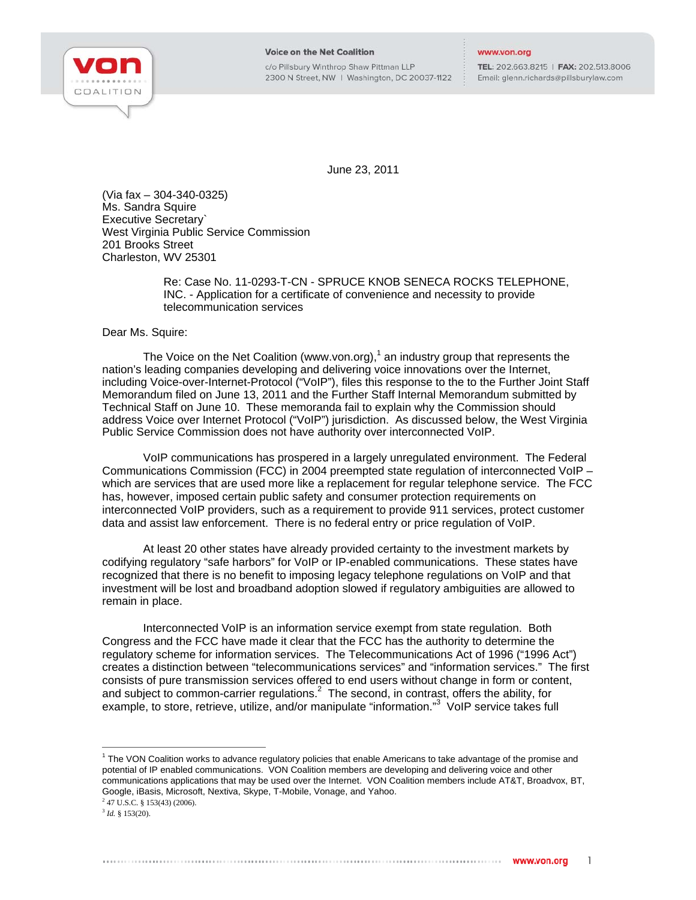**Voice on the Net Coalition**
c/o Pillsbury Winthrop Shaw Pittman LLP
2300 N Street, NW | Washington, DC 20037-1122

www.von.org
**TEL**: 202.663.8215 | **FAX**: 202.513.8006
Email: glenn.richards@pillsburylaw.com

June 23, 2011

(Via fax – 304-340-0325)
Ms. Sandra Squire
Executive Secretary`
West Virginia Public Service Commission
201 Brooks Street
Charleston, WV 25301

Re: Case No. 11-0293-T-CN - SPRUCE KNOB SENECA ROCKS TELEPHONE, INC. - Application for a certificate of convenience and necessity to provide telecommunication services

Dear Ms. Squire:

The Voice on the Net Coalition (www.von.org),[1] an industry group that represents the nation's leading companies developing and delivering voice innovations over the Internet, including Voice-over-Internet-Protocol ("VoIP"), files this response to the to the Further Joint Staff Memorandum filed on June 13, 2011 and the Further Staff Internal Memorandum submitted by Technical Staff on June 10. These memoranda fail to explain why the Commission should address Voice over Internet Protocol ("VoIP") jurisdiction. As discussed below, the West Virginia Public Service Commission does not have authority over interconnected VoIP.

VoIP communications has prospered in a largely unregulated environment. The Federal Communications Commission (FCC) in 2004 preempted state regulation of interconnected VoIP – which are services that are used more like a replacement for regular telephone service. The FCC has, however, imposed certain public safety and consumer protection requirements on interconnected VoIP providers, such as a requirement to provide 911 services, protect customer data and assist law enforcement. There is no federal entry or price regulation of VoIP.

At least 20 other states have already provided certainty to the investment markets by codifying regulatory "safe harbors" for VoIP or IP-enabled communications. These states have recognized that there is no benefit to imposing legacy telephone regulations on VoIP and that investment will be lost and broadband adoption slowed if regulatory ambiguities are allowed to remain in place.

Interconnected VoIP is an information service exempt from state regulation. Both Congress and the FCC have made it clear that the FCC has the authority to determine the regulatory scheme for information services. The Telecommunications Act of 1996 ("1996 Act") creates a distinction between "telecommunications services" and "information services." The first consists of pure transmission services offered to end users without change in form or content, and subject to common-carrier regulations.[2] The second, in contrast, offers the ability, for example, to store, retrieve, utilize, and/or manipulate "information."[3] VoIP service takes full

---

[1] The VON Coalition works to advance regulatory policies that enable Americans to take advantage of the promise and potential of IP enabled communications. VON Coalition members are developing and delivering voice and other communications applications that may be used over the Internet. VON Coalition members include AT&T, Broadvox, BT, Google, iBasis, Microsoft, Nextiva, Skype, T-Mobile, Vonage, and Yahoo.

[2] 47 U.S.C. § 153(43) (2006).

[3] *Id.* § 153(20).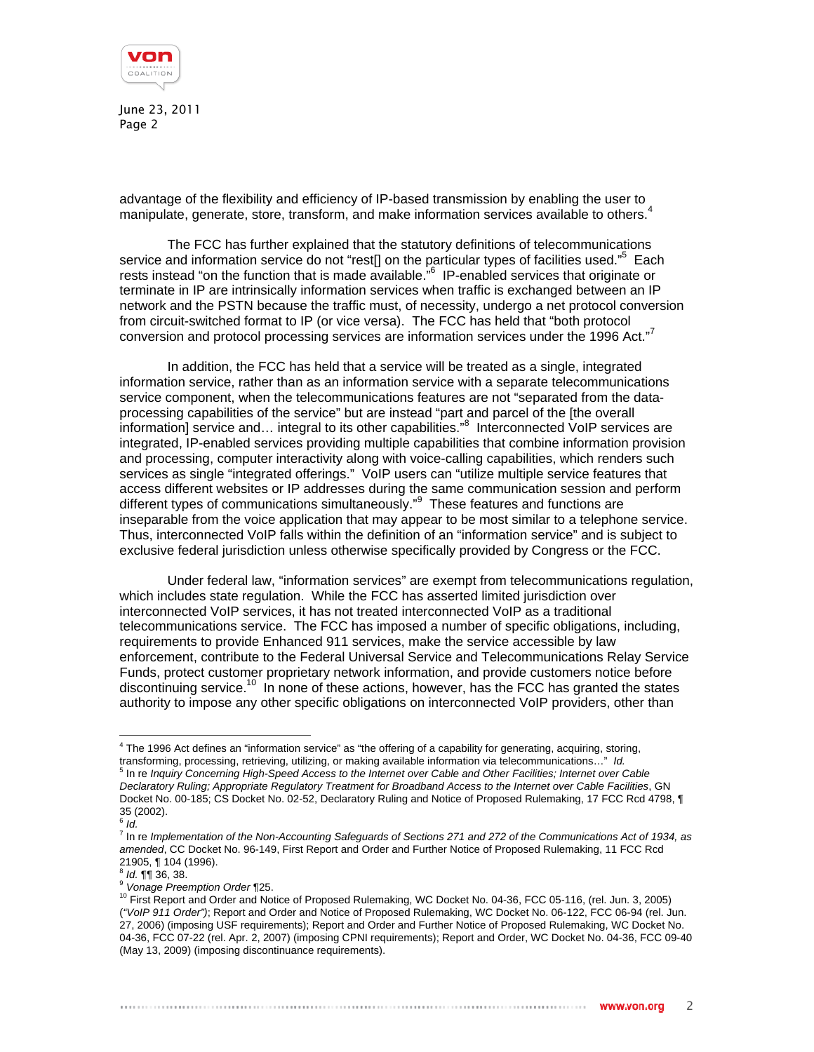advantage of the flexibility and efficiency of IP-based transmission by enabling the user to manipulate, generate, store, transform, and make information services available to others.[4]

The FCC has further explained that the statutory definitions of telecommunications service and information service do not "rest[] on the particular types of facilities used."[5] Each rests instead "on the function that is made available."[6] IP-enabled services that originate or terminate in IP are intrinsically information services when traffic is exchanged between an IP network and the PSTN because the traffic must, of necessity, undergo a net protocol conversion from circuit-switched format to IP (or vice versa). The FCC has held that "both protocol conversion and protocol processing services are information services under the 1996 Act."[7]

In addition, the FCC has held that a service will be treated as a single, integrated information service, rather than as an information service with a separate telecommunications service component, when the telecommunications features are not "separated from the data-processing capabilities of the service" but are instead "part and parcel of the [the overall information] service and… integral to its other capabilities."[8] Interconnected VoIP services are integrated, IP-enabled services providing multiple capabilities that combine information provision and processing, computer interactivity along with voice-calling capabilities, which renders such services as single "integrated offerings." VoIP users can "utilize multiple service features that access different websites or IP addresses during the same communication session and perform different types of communications simultaneously."[9] These features and functions are inseparable from the voice application that may appear to be most similar to a telephone service. Thus, interconnected VoIP falls within the definition of an "information service" and is subject to exclusive federal jurisdiction unless otherwise specifically provided by Congress or the FCC.

Under federal law, "information services" are exempt from telecommunications regulation, which includes state regulation. While the FCC has asserted limited jurisdiction over interconnected VoIP services, it has not treated interconnected VoIP as a traditional telecommunications service. The FCC has imposed a number of specific obligations, including, requirements to provide Enhanced 911 services, make the service accessible by law enforcement, contribute to the Federal Universal Service and Telecommunications Relay Service Funds, protect customer proprietary network information, and provide customers notice before discontinuing service.[10] In none of these actions, however, has the FCC has granted the states authority to impose any other specific obligations on interconnected VoIP providers, other than

---

[4] The 1996 Act defines an "information service" as "the offering of a capability for generating, acquiring, storing, transforming, processing, retrieving, utilizing, or making available information via telecommunications…" *Id.*

[5] In re *Inquiry Concerning High-Speed Access to the Internet over Cable and Other Facilities; Internet over Cable Declaratory Ruling; Appropriate Regulatory Treatment for Broadband Access to the Internet over Cable Facilities*, GN Docket No. 00-185; CS Docket No. 02-52, Declaratory Ruling and Notice of Proposed Rulemaking, 17 FCC Rcd 4798, ¶ 35 (2002).

[6] *Id.*

[7] In re *Implementation of the Non-Accounting Safeguards of Sections 271 and 272 of the Communications Act of 1934, as amended*, CC Docket No. 96-149, First Report and Order and Further Notice of Proposed Rulemaking, 11 FCC Rcd 21905, ¶ 104 (1996).

[8] *Id.* ¶¶ 36, 38.

[9] *Vonage Preemption Order* ¶25.

[10] First Report and Order and Notice of Proposed Rulemaking, WC Docket No. 04-36, FCC 05-116, (rel. Jun. 3, 2005) (*"VoIP 911 Order")*; Report and Order and Notice of Proposed Rulemaking, WC Docket No. 06-122, FCC 06-94 (rel. Jun. 27, 2006) (imposing USF requirements); Report and Order and Further Notice of Proposed Rulemaking, WC Docket No. 04-36, FCC 07-22 (rel. Apr. 2, 2007) (imposing CPNI requirements); Report and Order, WC Docket No. 04-36, FCC 09-40 (May 13, 2009) (imposing discontinuance requirements).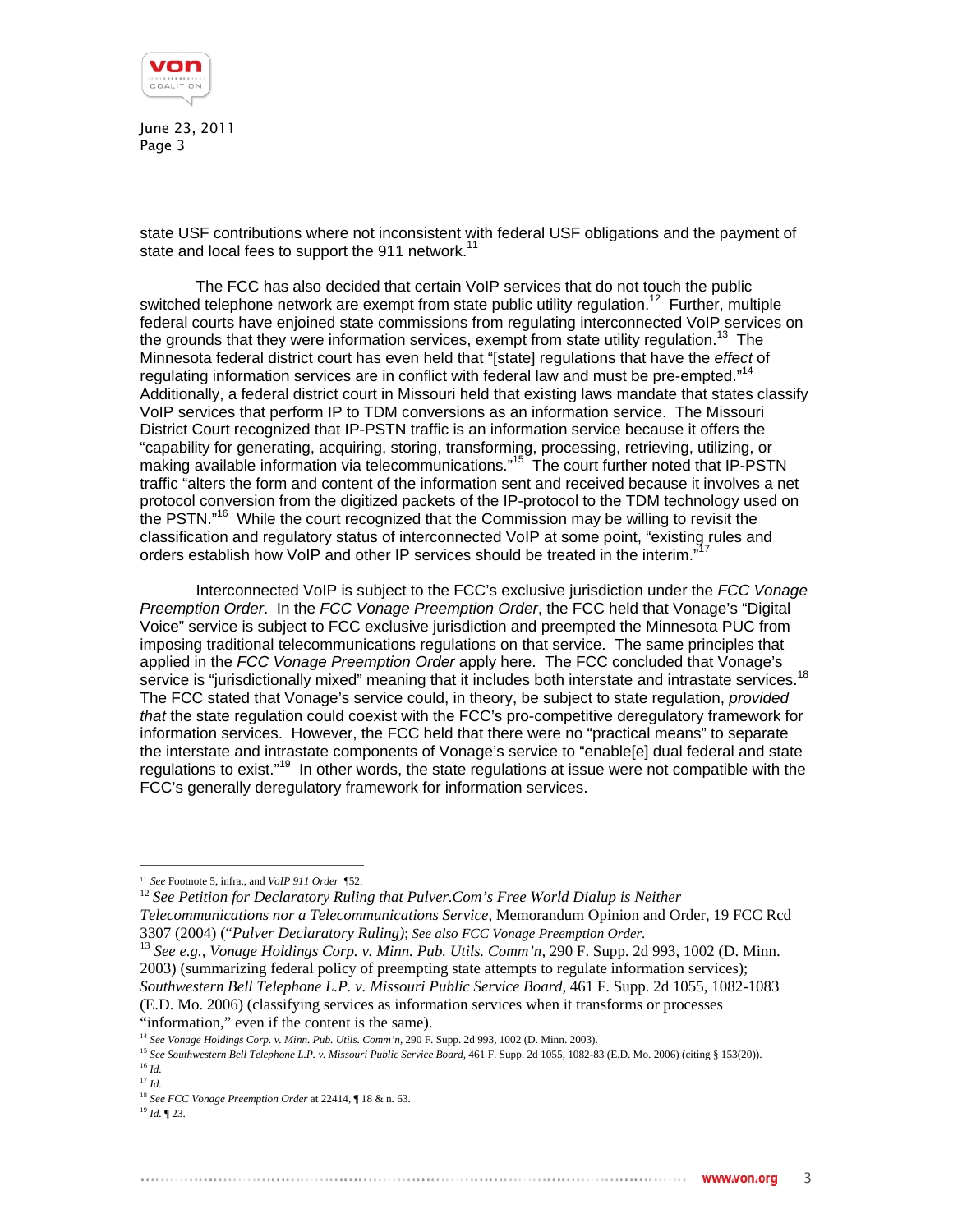state USF contributions where not inconsistent with federal USF obligations and the payment of state and local fees to support the 911 network.[11]

The FCC has also decided that certain VoIP services that do not touch the public switched telephone network are exempt from state public utility regulation.[12] Further, multiple federal courts have enjoined state commissions from regulating interconnected VoIP services on the grounds that they were information services, exempt from state utility regulation.[13] The Minnesota federal district court has even held that "[state] regulations that have the *effect* of regulating information services are in conflict with federal law and must be pre-empted."[14] Additionally, a federal district court in Missouri held that existing laws mandate that states classify VoIP services that perform IP to TDM conversions as an information service. The Missouri District Court recognized that IP-PSTN traffic is an information service because it offers the "capability for generating, acquiring, storing, transforming, processing, retrieving, utilizing, or making available information via telecommunications."[15] The court further noted that IP-PSTN traffic "alters the form and content of the information sent and received because it involves a net protocol conversion from the digitized packets of the IP-protocol to the TDM technology used on the PSTN."[16] While the court recognized that the Commission may be willing to revisit the classification and regulatory status of interconnected VoIP at some point, "existing rules and orders establish how VoIP and other IP services should be treated in the interim."[17]

Interconnected VoIP is subject to the FCC's exclusive jurisdiction under the *FCC Vonage Preemption Order*. In the *FCC Vonage Preemption Order*, the FCC held that Vonage's "Digital Voice" service is subject to FCC exclusive jurisdiction and preempted the Minnesota PUC from imposing traditional telecommunications regulations on that service. The same principles that applied in the *FCC Vonage Preemption Order* apply here. The FCC concluded that Vonage's service is "jurisdictionally mixed" meaning that it includes both interstate and intrastate services.[18] The FCC stated that Vonage's service could, in theory, be subject to state regulation, *provided that* the state regulation could coexist with the FCC's pro-competitive deregulatory framework for information services. However, the FCC held that there were no "practical means" to separate the interstate and intrastate components of Vonage's service to "enable[e] dual federal and state regulations to exist."[19] In other words, the state regulations at issue were not compatible with the FCC's generally deregulatory framework for information services.

---

[11] *See* Footnote 5, infra., and *VoIP 911 Order* ¶52.

[12] *See Petition for Declaratory Ruling that Pulver.Com's Free World Dialup is Neither Telecommunications nor a Telecommunications Service*, Memorandum Opinion and Order, 19 FCC Rcd 3307 (2004) ("*Pulver Declaratory Ruling)*; *See also FCC Vonage Preemption Order*.

[13] *See e.g., Vonage Holdings Corp. v. Minn. Pub. Utils. Comm'n,* 290 F. Supp. 2d 993, 1002 (D. Minn. 2003) (summarizing federal policy of preempting state attempts to regulate information services); *Southwestern Bell Telephone L.P. v. Missouri Public Service Board,* 461 F. Supp. 2d 1055, 1082-1083 (E.D. Mo. 2006) (classifying services as information services when it transforms or processes "information," even if the content is the same).

[14] *See Vonage Holdings Corp. v. Minn. Pub. Utils. Comm'n,* 290 F. Supp. 2d 993, 1002 (D. Minn. 2003).

[15] *See Southwestern Bell Telephone L.P. v. Missouri Public Service Board,* 461 F. Supp. 2d 1055, 1082-83 (E.D. Mo. 2006) (citing § 153(20)).

[16] *Id.*

[17] *Id.*

[18] *See FCC Vonage Preemption Order* at 22414, ¶ 18 & n. 63.

[19] *Id.* ¶ 23.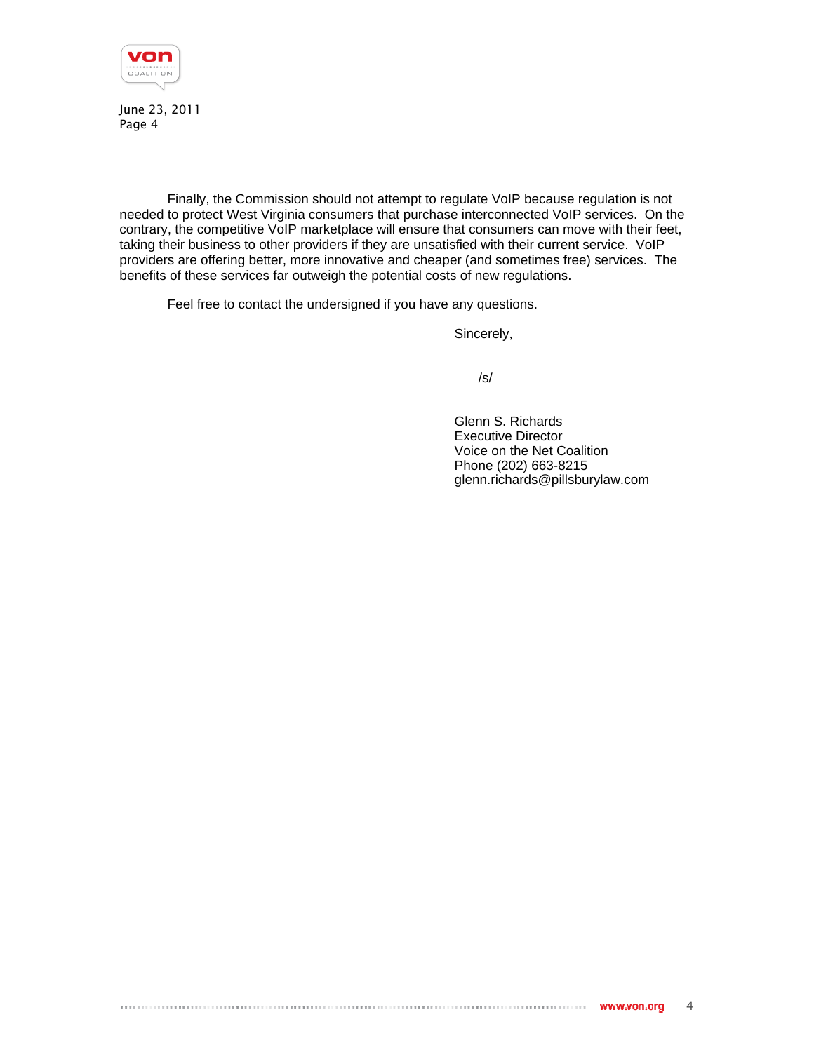Finally, the Commission should not attempt to regulate VoIP because regulation is not needed to protect West Virginia consumers that purchase interconnected VoIP services. On the contrary, the competitive VoIP marketplace will ensure that consumers can move with their feet, taking their business to other providers if they are unsatisfied with their current service. VoIP providers are offering better, more innovative and cheaper (and sometimes free) services. The benefits of these services far outweigh the potential costs of new regulations.

Feel free to contact the undersigned if you have any questions.

Sincerely,

/s/

Glenn S. Richards
Executive Director
Voice on the Net Coalition
Phone (202) 663-8215
glenn.richards@pillsburylaw.com